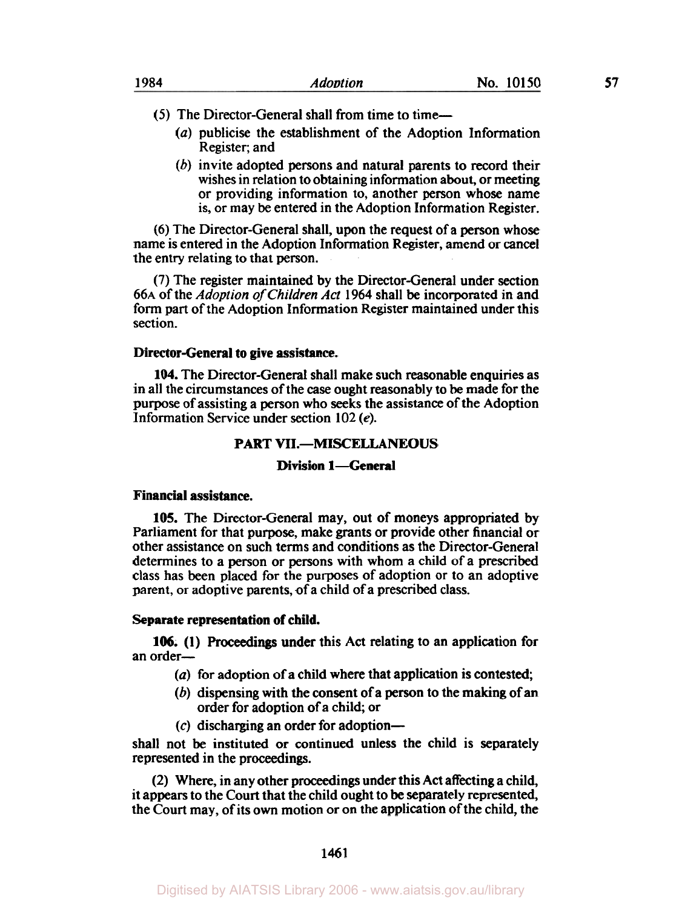(5) The Director-General shall from time to time—

(*a*) publicise the establishment of the Adoption Information Register; and

(*b*) invite adopted persons and natural parents to record their wishes in relation to obtaining information about, or meeting or providing information to, another person whose name is, or may be entered in the Adoption Information Register.

(6) The Director-General shall, upon the request of a person whose name is entered in the Adoption Information Register, amend or cancel the entry relating to that person.

(7) The register maintained by the Director-General under section 66A of the *Adoption of Children Act* 1964 shall be incorporated in and form part of the Adoption Information Register maintained under this section.

**Director-General to give assistance.**

**104.** The Director-General shall make such reasonable enquiries as in all the circumstances of the case ought reasonably to be made for the purpose of assisting a person who seeks the assistance of the Adoption Information Service under section 102 (*e*).

## PART VII.—MISCELLANEOUS

### Division 1—General

**Financial assistance.**

**105.** The Director-General may, out of moneys appropriated by Parliament for that purpose, make grants or provide other financial or other assistance on such terms and conditions as the Director-General determines to a person or persons with whom a child of a prescribed class has been placed for the purposes of adoption or to an adoptive parent, or adoptive parents, of a child of a prescribed class.

**Separate representation of child.**

**106.** (1) Proceedings under this Act relating to an application for an order—

(*a*) for adoption of a child where that application is contested;

(*b*) dispensing with the consent of a person to the making of an order for adoption of a child; or

(*c*) discharging an order for adoption—

shall not be instituted or continued unless the child is separately represented in the proceedings.

(2) Where, in any other proceedings under this Act affecting a child, it appears to the Court that the child ought to be separately represented, the Court may, of its own motion or on the application of the child, the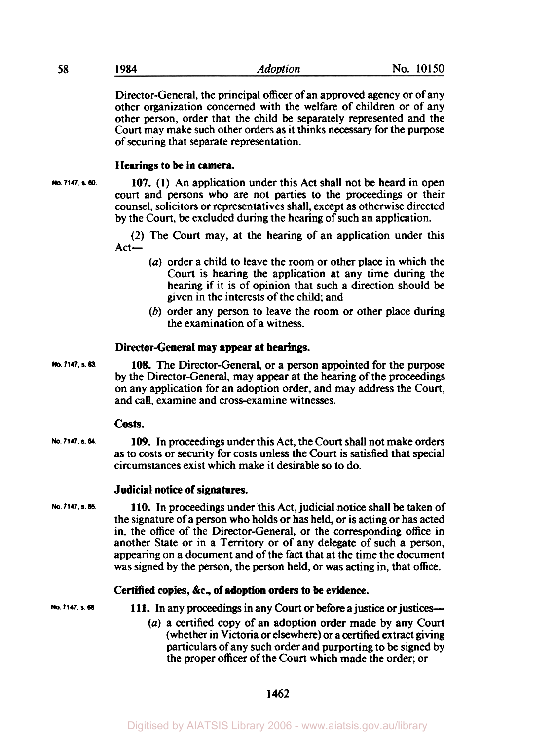Director-General, the principal officer of an approved agency or of any other organization concerned with the welfare of children or of any other person, order that the child be separately represented and the Court may make such other orders as it thinks necessary for the purpose of securing that separate representation.

### Hearings to be in camera.

No. 7147, s. 60.

**107.** (1) An application under this Act shall not be heard in open court and persons who are not parties to the proceedings or their counsel, solicitors or representatives shall, except as otherwise directed by the Court, be excluded during the hearing of such an application.

(2) The Court may, at the hearing of an application under this Act—

- (*a*) order a child to leave the room or other place in which the Court is hearing the application at any time during the hearing if it is of opinion that such a direction should be given in the interests of the child; and
- (*b*) order any person to leave the room or other place during the examination of a witness.

### Director-General may appear at hearings.

No. 7147, s. 63.

**108.** The Director-General, or a person appointed for the purpose by the Director-General, may appear at the hearing of the proceedings on any application for an adoption order, and may address the Court, and call, examine and cross-examine witnesses.

### Costs.

No. 7147, s. 64.

**109.** In proceedings under this Act, the Court shall not make orders as to costs or security for costs unless the Court is satisfied that special circumstances exist which make it desirable so to do.

### Judicial notice of signatures.

No. 7147, s. 65.

**110.** In proceedings under this Act, judicial notice shall be taken of the signature of a person who holds or has held, or is acting or has acted in, the office of the Director-General, or the corresponding office in another State or in a Territory or of any delegate of such a person, appearing on a document and of the fact that at the time the document was signed by the person, the person held, or was acting in, that office.

### Certified copies, &c., of adoption orders to be evidence.

No. 7147, s. 66

**111.** In any proceedings in any Court or before a justice or justices—

- (*a*) a certified copy of an adoption order made by any Court (whether in Victoria or elsewhere) or a certified extract giving particulars of any such order and purporting to be signed by the proper officer of the Court which made the order; or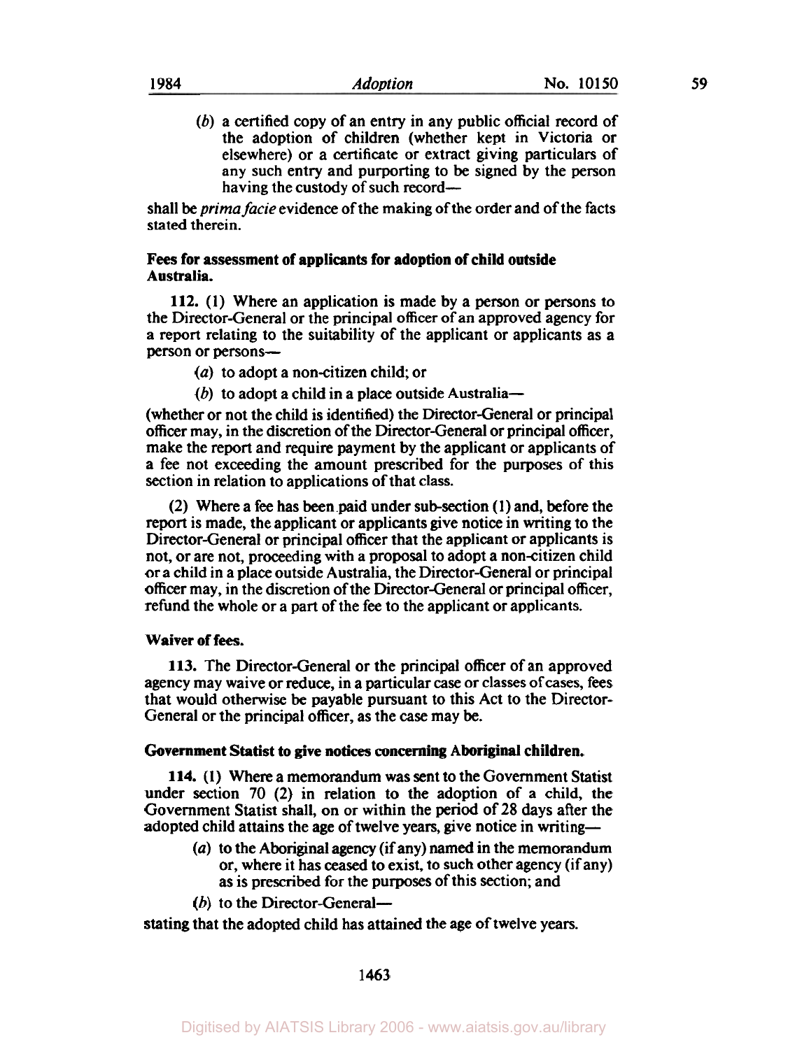(*b*) a certified copy of an entry in any public official record of the adoption of children (whether kept in Victoria or elsewhere) or a certificate or extract giving particulars of any such entry and purporting to be signed by the person having the custody of such record—

shall be *prima facie* evidence of the making of the order and of the facts stated therein.

**Fees for assessment of applicants for adoption of child outside Australia.**

**112.** (1) Where an application is made by a person or persons to the Director-General or the principal officer of an approved agency for a report relating to the suitability of the applicant or applicants as a person or persons—

(*a*) to adopt a non-citizen child; or

(*b*) to adopt a child in a place outside Australia—

(whether or not the child is identified) the Director-General or principal officer may, in the discretion of the Director-General or principal officer, make the report and require payment by the applicant or applicants of a fee not exceeding the amount prescribed for the purposes of this section in relation to applications of that class.

(2) Where a fee has been paid under sub-section (1) and, before the report is made, the applicant or applicants give notice in writing to the Director-General or principal officer that the applicant or applicants is not, or are not, proceeding with a proposal to adopt a non-citizen child or a child in a place outside Australia, the Director-General or principal officer may, in the discretion of the Director-General or principal officer, refund the whole or a part of the fee to the applicant or applicants.

**Waiver of fees.**

**113.** The Director-General or the principal officer of an approved agency may waive or reduce, in a particular case or classes of cases, fees that would otherwise be payable pursuant to this Act to the Director-General or the principal officer, as the case may be.

**Government Statist to give notices concerning Aboriginal children.**

**114.** (1) Where a memorandum was sent to the Government Statist under section 70 (2) in relation to the adoption of a child, the Government Statist shall, on or within the period of 28 days after the adopted child attains the age of twelve years, give notice in writing—

(*a*) to the Aboriginal agency (if any) named in the memorandum or, where it has ceased to exist, to such other agency (if any) as is prescribed for the purposes of this section; and

(*b*) to the Director-General—

stating that the adopted child has attained the age of twelve years.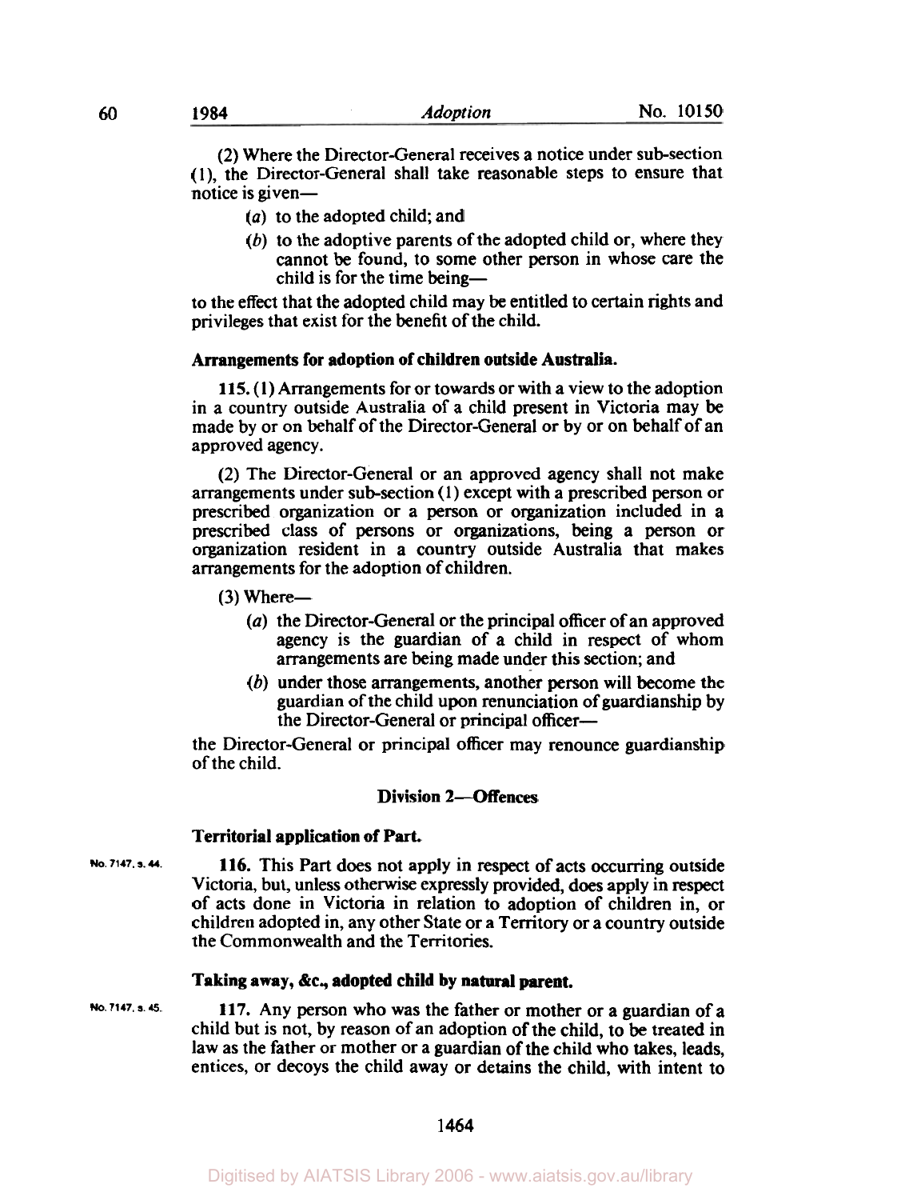(2) Where the Director-General receives a notice under sub-section (1), the Director-General shall take reasonable steps to ensure that notice is given—

- (*a*) to the adopted child; and
- (*b*) to the adoptive parents of the adopted child or, where they cannot be found, to some other person in whose care the child is for the time being—

to the effect that the adopted child may be entitled to certain rights and privileges that exist for the benefit of the child.

**Arrangements for adoption of children outside Australia.**

**115.** (1) Arrangements for or towards or with a view to the adoption in a country outside Australia of a child present in Victoria may be made by or on behalf of the Director-General or by or on behalf of an approved agency.

(2) The Director-General or an approved agency shall not make arrangements under sub-section (1) except with a prescribed person or prescribed organization or a person or organization included in a prescribed class of persons or organizations, being a person or organization resident in a country outside Australia that makes arrangements for the adoption of children.

(3) Where—

- (*a*) the Director-General or the principal officer of an approved agency is the guardian of a child in respect of whom arrangements are being made under this section; and
- (*b*) under those arrangements, another person will become the guardian of the child upon renunciation of guardianship by the Director-General or principal officer—

the Director-General or principal officer may renounce guardianship of the child.

## Division 2—Offences

**Territorial application of Part.**

No. 7147, s. 44.

**116.** This Part does not apply in respect of acts occurring outside Victoria, but, unless otherwise expressly provided, does apply in respect of acts done in Victoria in relation to adoption of children in, or children adopted in, any other State or a Territory or a country outside the Commonwealth and the Territories.

**Taking away, &c., adopted child by natural parent.**

No. 7147, s. 45.

**117.** Any person who was the father or mother or a guardian of a child but is not, by reason of an adoption of the child, to be treated in law as the father or mother or a guardian of the child who takes, leads, entices, or decoys the child away or detains the child, with intent to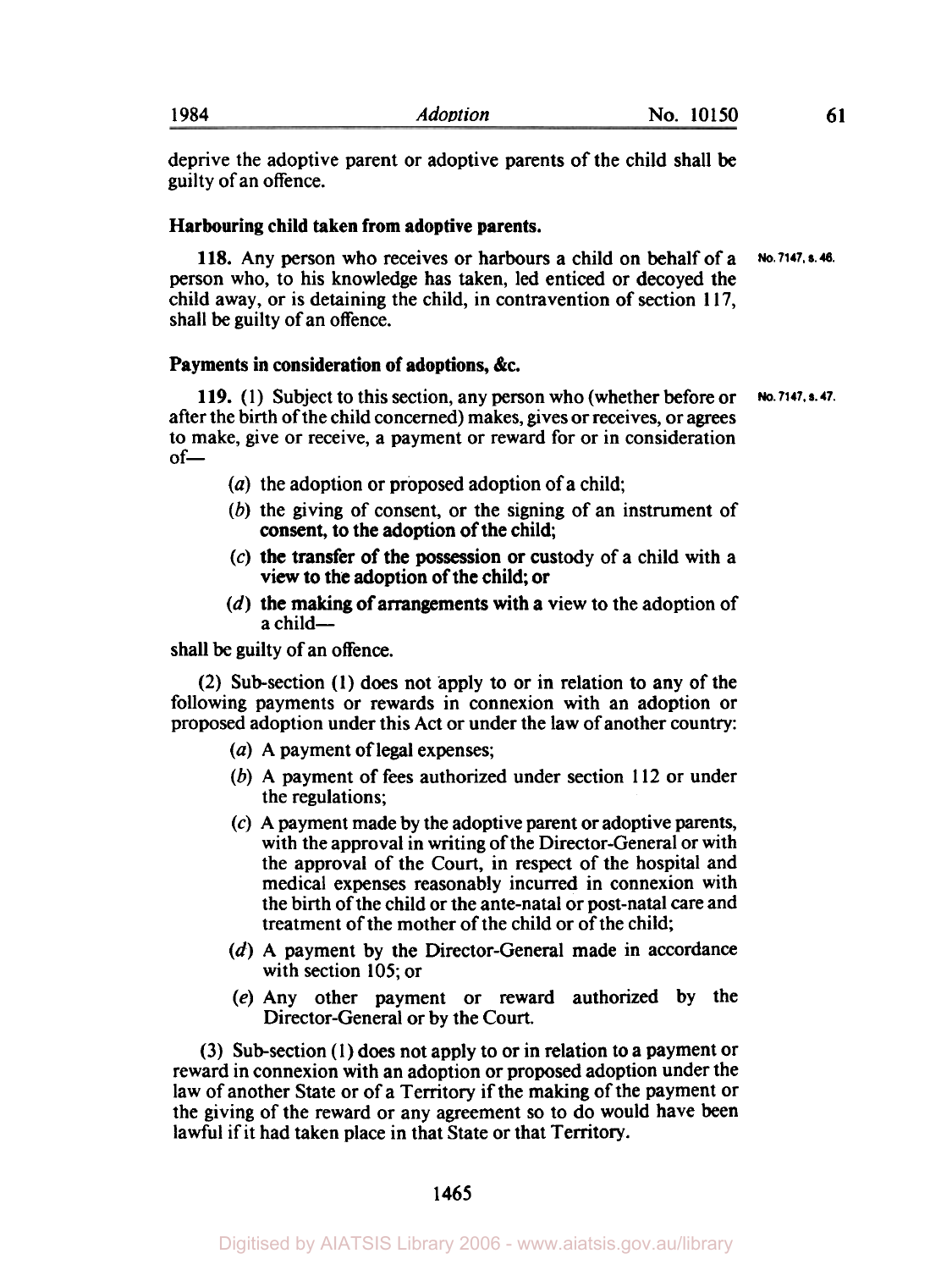deprive the adoptive parent or adoptive parents of the child shall be guilty of an offence.

### Harbouring child taken from adoptive parents.

**118.** Any person who receives or harbours a child on behalf of a person who, to his knowledge has taken, led enticed or decoyed the child away, or is detaining the child, in contravention of section 117, shall be guilty of an offence.

No. 7147, s. 46.

### Payments in consideration of adoptions, &c.

**119.** (1) Subject to this section, any person who (whether before or after the birth of the child concerned) makes, gives or receives, or agrees to make, give or receive, a payment or reward for or in consideration of—

No. 7147, s. 47.

- (*a*) the adoption or proposed adoption of a child;
- (*b*) the giving of consent, or the signing of an instrument of consent, to the adoption of the child;
- (*c*) the transfer of the possession or custody of a child with a view to the adoption of the child; or
- (*d*) the making of arrangements with a view to the adoption of a child—

shall be guilty of an offence.

(2) Sub-section (1) does not apply to or in relation to any of the following payments or rewards in connexion with an adoption or proposed adoption under this Act or under the law of another country:

- (*a*) A payment of legal expenses;
- (*b*) A payment of fees authorized under section 112 or under the regulations;
- (*c*) A payment made by the adoptive parent or adoptive parents, with the approval in writing of the Director-General or with the approval of the Court, in respect of the hospital and medical expenses reasonably incurred in connexion with the birth of the child or the ante-natal or post-natal care and treatment of the mother of the child or of the child;
- (*d*) A payment by the Director-General made in accordance with section 105; or
- (*e*) Any other payment or reward authorized by the Director-General or by the Court.

(3) Sub-section (1) does not apply to or in relation to a payment or reward in connexion with an adoption or proposed adoption under the law of another State or of a Territory if the making of the payment or the giving of the reward or any agreement so to do would have been lawful if it had taken place in that State or that Territory.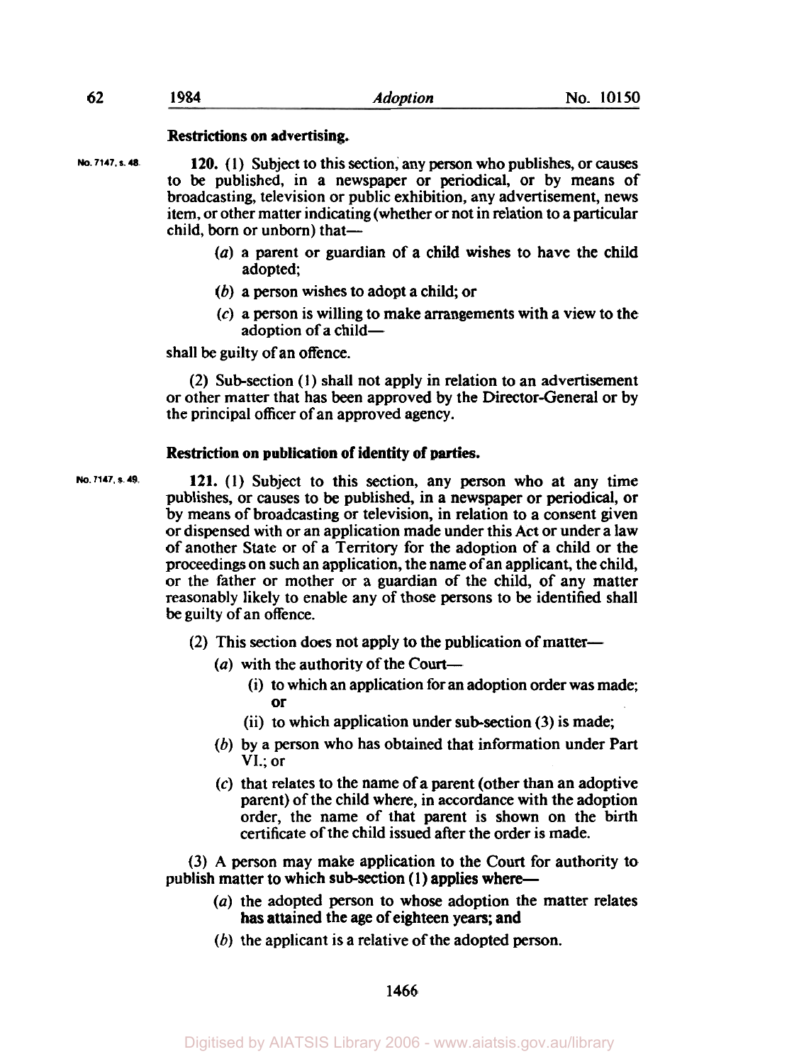**Restrictions on advertising.**

No. 7147, s. 48.

**120.** (1) Subject to this section, any person who publishes, or causes to be published, in a newspaper or periodical, or by means of broadcasting, television or public exhibition, any advertisement, news item, or other matter indicating (whether or not in relation to a particular child, born or unborn) that—

- (*a*) a parent or guardian of a child wishes to have the child adopted;
- (*b*) a person wishes to adopt a child; or
- (*c*) a person is willing to make arrangements with a view to the adoption of a child—

shall be guilty of an offence.

(2) Sub-section (1) shall not apply in relation to an advertisement or other matter that has been approved by the Director-General or by the principal officer of an approved agency.

**Restriction on publication of identity of parties.**

No. 7147, s. 49.

**121.** (1) Subject to this section, any person who at any time publishes, or causes to be published, in a newspaper or periodical, or by means of broadcasting or television, in relation to a consent given or dispensed with or an application made under this Act or under a law of another State or of a Territory for the adoption of a child or the proceedings on such an application, the name of an applicant, the child, or the father or mother or a guardian of the child, of any matter reasonably likely to enable any of those persons to be identified shall be guilty of an offence.

(2) This section does not apply to the publication of matter—

- (*a*) with the authority of the Court—
  - (i) to which an application for an adoption order was made; or
  - (ii) to which application under sub-section (3) is made;
- (*b*) by a person who has obtained that information under Part VI.; or
- (*c*) that relates to the name of a parent (other than an adoptive parent) of the child where, in accordance with the adoption order, the name of that parent is shown on the birth certificate of the child issued after the order is made.

(3) A person may make application to the Court for authority to publish matter to which sub-section (1) applies where—

- (*a*) the adopted person to whose adoption the matter relates has attained the age of eighteen years; and
- (*b*) the applicant is a relative of the adopted person.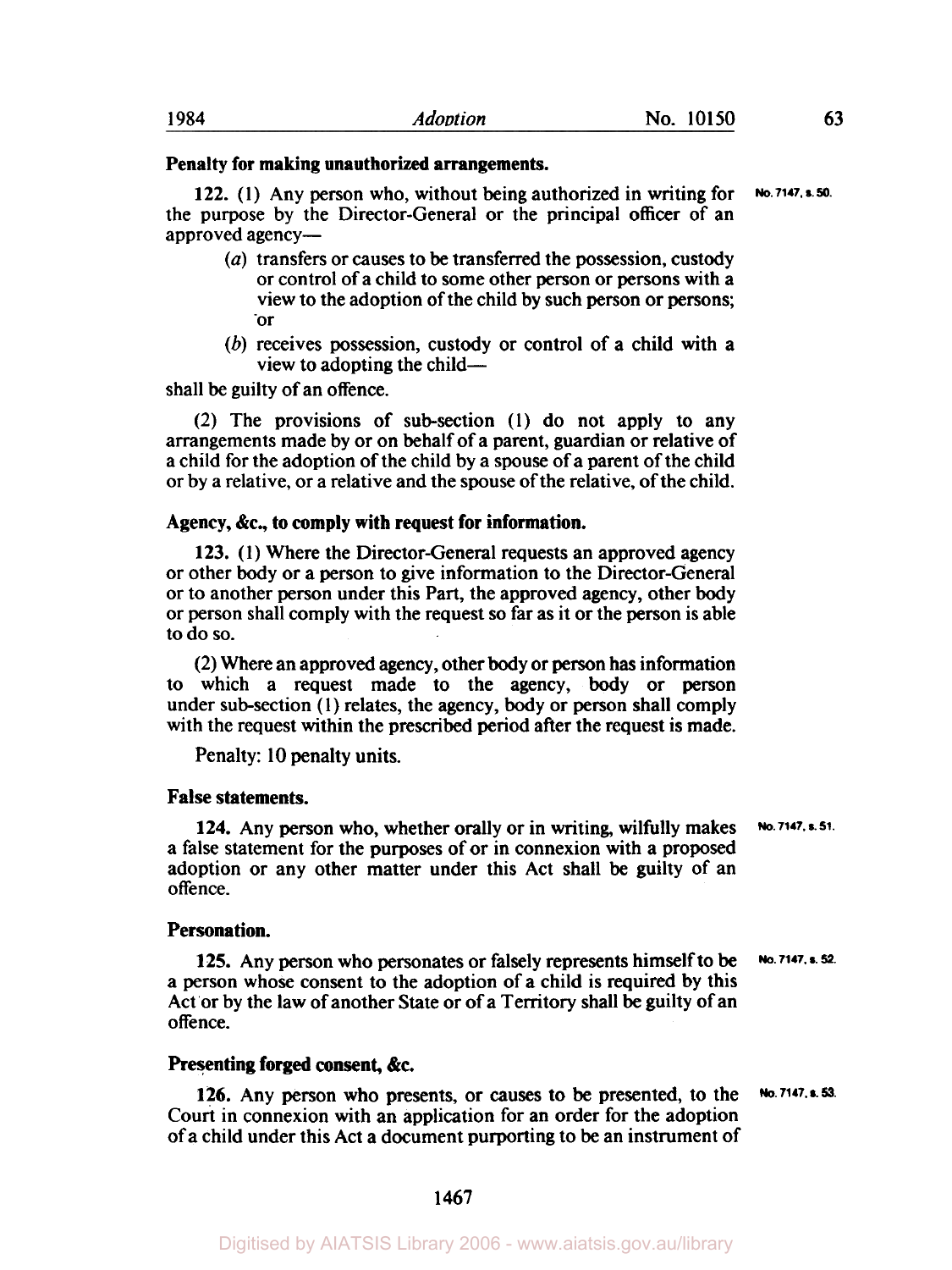**Penalty for making unauthorized arrangements.**

**122.** (1) Any person who, without being authorized in writing for the purpose by the Director-General or the principal officer of an approved agency—

No. 7147, s. 50.

- (*a*) transfers or causes to be transferred the possession, custody or control of a child to some other person or persons with a view to the adoption of the child by such person or persons; or
- (*b*) receives possession, custody or control of a child with a view to adopting the child—

shall be guilty of an offence.

(2) The provisions of sub-section (1) do not apply to any arrangements made by or on behalf of a parent, guardian or relative of a child for the adoption of the child by a spouse of a parent of the child or by a relative, or a relative and the spouse of the relative, of the child.

**Agency, &c., to comply with request for information.**

**123.** (1) Where the Director-General requests an approved agency or other body or a person to give information to the Director-General or to another person under this Part, the approved agency, other body or person shall comply with the request so far as it or the person is able to do so.

(2) Where an approved agency, other body or person has information to which a request made to the agency, body or person under sub-section (1) relates, the agency, body or person shall comply with the request within the prescribed period after the request is made.

Penalty: 10 penalty units.

**False statements.**

**124.** Any person who, whether orally or in writing, wilfully makes a false statement for the purposes of or in connexion with a proposed adoption or any other matter under this Act shall be guilty of an offence.

No. 7147, s. 51.

**Personation.**

**125.** Any person who personates or falsely represents himself to be a person whose consent to the adoption of a child is required by this Act or by the law of another State or of a Territory shall be guilty of an offence.

No. 7147, s. 52.

**Presenting forged consent, &c.**

**126.** Any person who presents, or causes to be presented, to the Court in connexion with an application for an order for the adoption of a child under this Act a document purporting to be an instrument of

No. 7147, s. 53.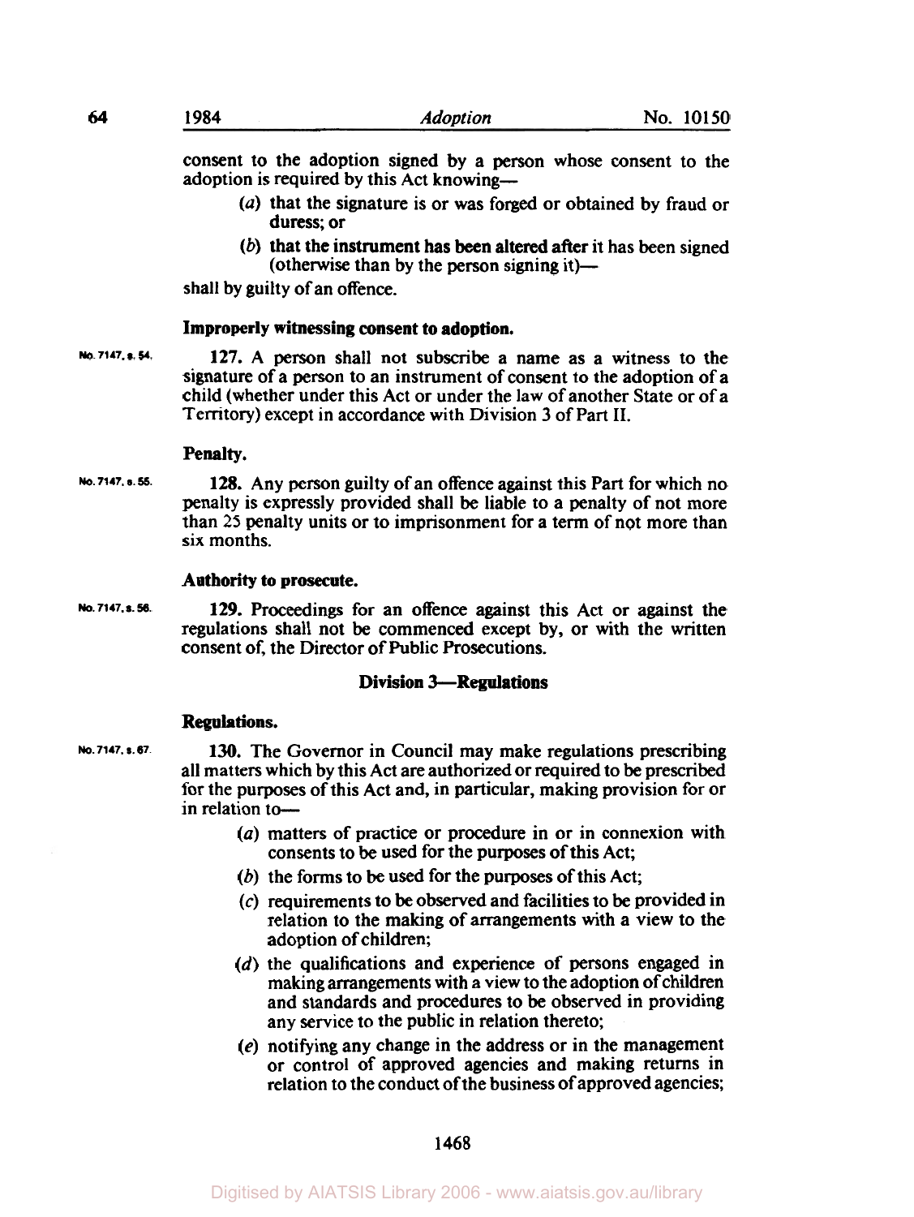consent to the adoption signed by a person whose consent to the adoption is required by this Act knowing—

(*a*) that the signature is or was forged or obtained by fraud or duress; or

(*b*) that the instrument has been altered after it has been signed (otherwise than by the person signing it)—

shall by guilty of an offence.

**Improperly witnessing consent to adoption.**

No. 7147, s. 54.

**127.** A person shall not subscribe a name as a witness to the signature of a person to an instrument of consent to the adoption of a child (whether under this Act or under the law of another State or of a Territory) except in accordance with Division 3 of Part II.

**Penalty.**

No. 7147, s. 55.

**128.** Any person guilty of an offence against this Part for which no penalty is expressly provided shall be liable to a penalty of not more than 25 penalty units or to imprisonment for a term of not more than six months.

**Authority to prosecute.**

No. 7147, s. 56.

**129.** Proceedings for an offence against this Act or against the regulations shall not be commenced except by, or with the written consent of, the Director of Public Prosecutions.

## Division 3—Regulations

**Regulations.**

No. 7147, s. 67.

**130.** The Governor in Council may make regulations prescribing all matters which by this Act are authorized or required to be prescribed for the purposes of this Act and, in particular, making provision for or in relation to—

(*a*) matters of practice or procedure in or in connexion with consents to be used for the purposes of this Act;

(*b*) the forms to be used for the purposes of this Act;

(*c*) requirements to be observed and facilities to be provided in relation to the making of arrangements with a view to the adoption of children;

(*d*) the qualifications and experience of persons engaged in making arrangements with a view to the adoption of children and standards and procedures to be observed in providing any service to the public in relation thereto;

(*e*) notifying any change in the address or in the management or control of approved agencies and making returns in relation to the conduct of the business of approved agencies;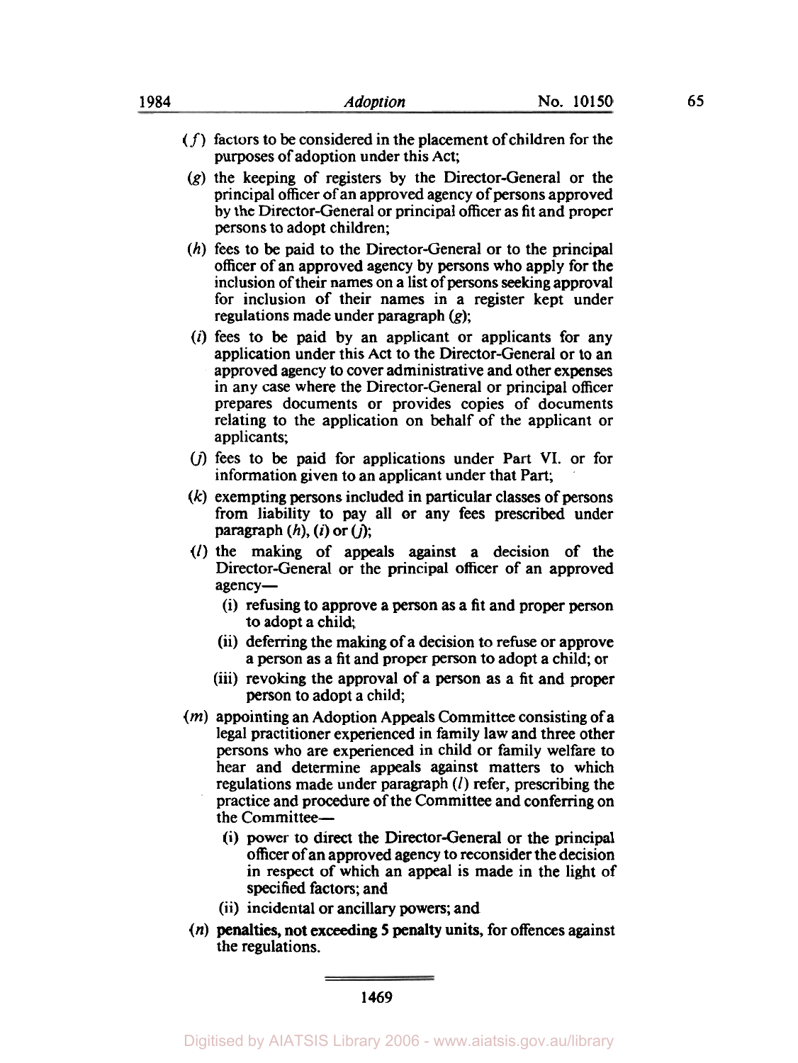(*f*) factors to be considered in the placement of children for the purposes of adoption under this Act;

(*g*) the keeping of registers by the Director-General or the principal officer of an approved agency of persons approved by the Director-General or principal officer as fit and proper persons to adopt children;

(*h*) fees to be paid to the Director-General or to the principal officer of an approved agency by persons who apply for the inclusion of their names on a list of persons seeking approval for inclusion of their names in a register kept under regulations made under paragraph (*g*);

(*i*) fees to be paid by an applicant or applicants for any application under this Act to the Director-General or to an approved agency to cover administrative and other expenses in any case where the Director-General or principal officer prepares documents or provides copies of documents relating to the application on behalf of the applicant or applicants;

(*j*) fees to be paid for applications under Part VI. or for information given to an applicant under that Part;

(*k*) exempting persons included in particular classes of persons from liability to pay all or any fees prescribed under paragraph (*h*), (*i*) or (*j*);

(*l*) the making of appeals against a decision of the Director-General or the principal officer of an approved agency—

  (i) refusing to approve a person as a fit and proper person to adopt a child;

  (ii) deferring the making of a decision to refuse or approve a person as a fit and proper person to adopt a child; or

  (iii) revoking the approval of a person as a fit and proper person to adopt a child;

(*m*) appointing an Adoption Appeals Committee consisting of a legal practitioner experienced in family law and three other persons who are experienced in child or family welfare to hear and determine appeals against matters to which regulations made under paragraph (*l*) refer, prescribing the practice and procedure of the Committee and conferring on the Committee—

  (i) power to direct the Director-General or the principal officer of an approved agency to reconsider the decision in respect of which an appeal is made in the light of specified factors; and

  (ii) incidental or ancillary powers; and

(*n*) penalties, not exceeding 5 penalty units, for offences against the regulations.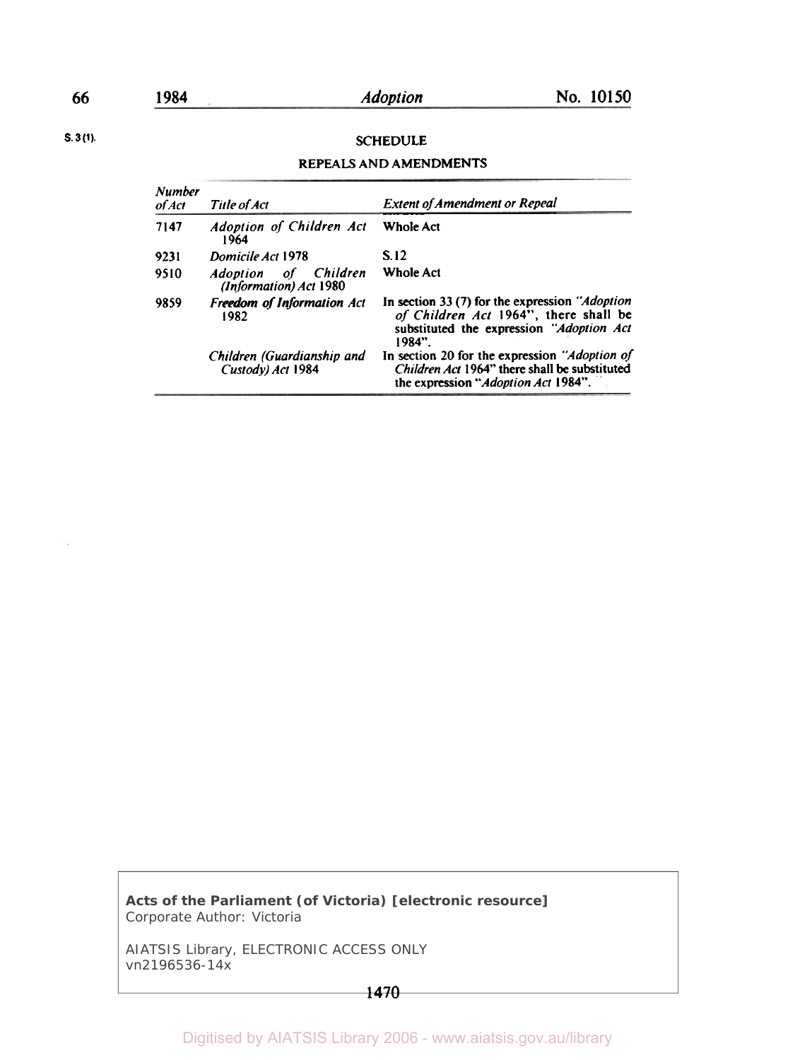S. 3 (1).

## SCHEDULE

### REPEALS AND AMENDMENTS

| *Number of Act* | *Title of Act* | *Extent of Amendment or Repeal* |
|---|---|---|
| 7147 | *Adoption of Children Act* 1964 | Whole Act |
| 9231 | *Domicile Act* 1978 | S.12 |
| 9510 | *Adoption of Children (Information) Act* 1980 | Whole Act |
| 9859 | *Freedom of Information Act* 1982 | In section 33 (7) for the expression "*Adoption of Children Act* 1964", there shall be substituted the expression "*Adoption Act* 1984". |
| | *Children (Guardianship and Custody) Act* 1984 | In section 20 for the expression "*Adoption of Children Act* 1964" there shall be substituted the expression "*Adoption Act* 1984". |

**Acts of the Parliament (of Victoria) [electronic resource]**
Corporate Author: Victoria

AIATSIS Library, ELECTRONIC ACCESS ONLY
vn2196536-14x

Digitised by AIATSIS Library 2006 - www.aiatsis.gov.au/library